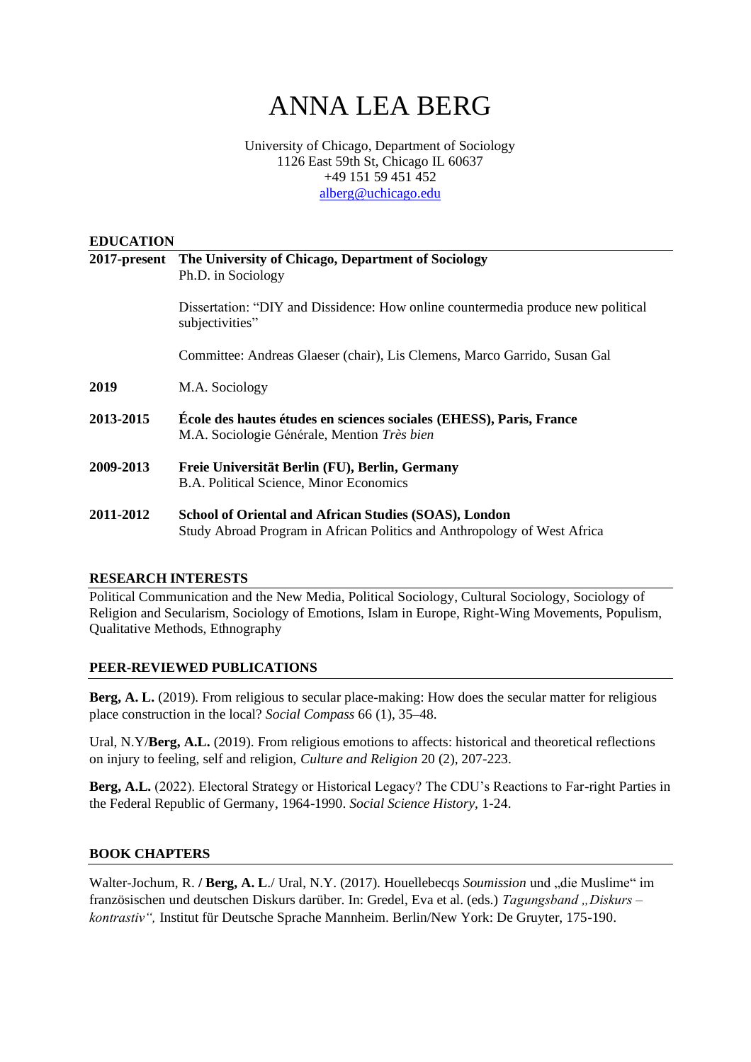# ANNA LEA BERG

University of Chicago, Department of Sociology
1126 East 59th St, Chicago IL 60637
+49 151 59 451 452
alberg@uchicago.edu

## EDUCATION

**2017-present** **The University of Chicago, Department of Sociology**
Ph.D. in Sociology

Dissertation: "DIY and Dissidence: How online countermedia produce new political subjectivities"

Committee: Andreas Glaeser (chair), Lis Clemens, Marco Garrido, Susan Gal

**2019** M.A. Sociology

**2013-2015** **École des hautes études en sciences sociales (EHESS), Paris, France**
M.A. Sociologie Générale, Mention *Très bien*

**2009-2013** **Freie Universität Berlin (FU), Berlin, Germany**
B.A. Political Science, Minor Economics

**2011-2012** **School of Oriental and African Studies (SOAS), London**
Study Abroad Program in African Politics and Anthropology of West Africa

## RESEARCH INTERESTS

Political Communication and the New Media, Political Sociology, Cultural Sociology, Sociology of Religion and Secularism, Sociology of Emotions, Islam in Europe, Right-Wing Movements, Populism, Qualitative Methods, Ethnography

## PEER-REVIEWED PUBLICATIONS

**Berg, A. L.** (2019). From religious to secular place-making: How does the secular matter for religious place construction in the local? *Social Compass* 66 (1), 35–48.

Ural, N.Y/**Berg, A.L.** (2019). From religious emotions to affects: historical and theoretical reflections on injury to feeling, self and religion, *Culture and Religion* 20 (2), 207-223.

**Berg, A.L.** (2022). Electoral Strategy or Historical Legacy? The CDU's Reactions to Far-right Parties in the Federal Republic of Germany, 1964-1990. *Social Science History,* 1-24.

## BOOK CHAPTERS

Walter-Jochum, R. **/ Berg, A. L**./ Ural, N.Y. (2017). Houellebecqs *Soumission* und „die Muslime" im französischen und deutschen Diskurs darüber. In: Gredel, Eva et al. (eds.) *Tagungsband „Diskurs – kontrastiv",* Institut für Deutsche Sprache Mannheim. Berlin/New York: De Gruyter, 175-190.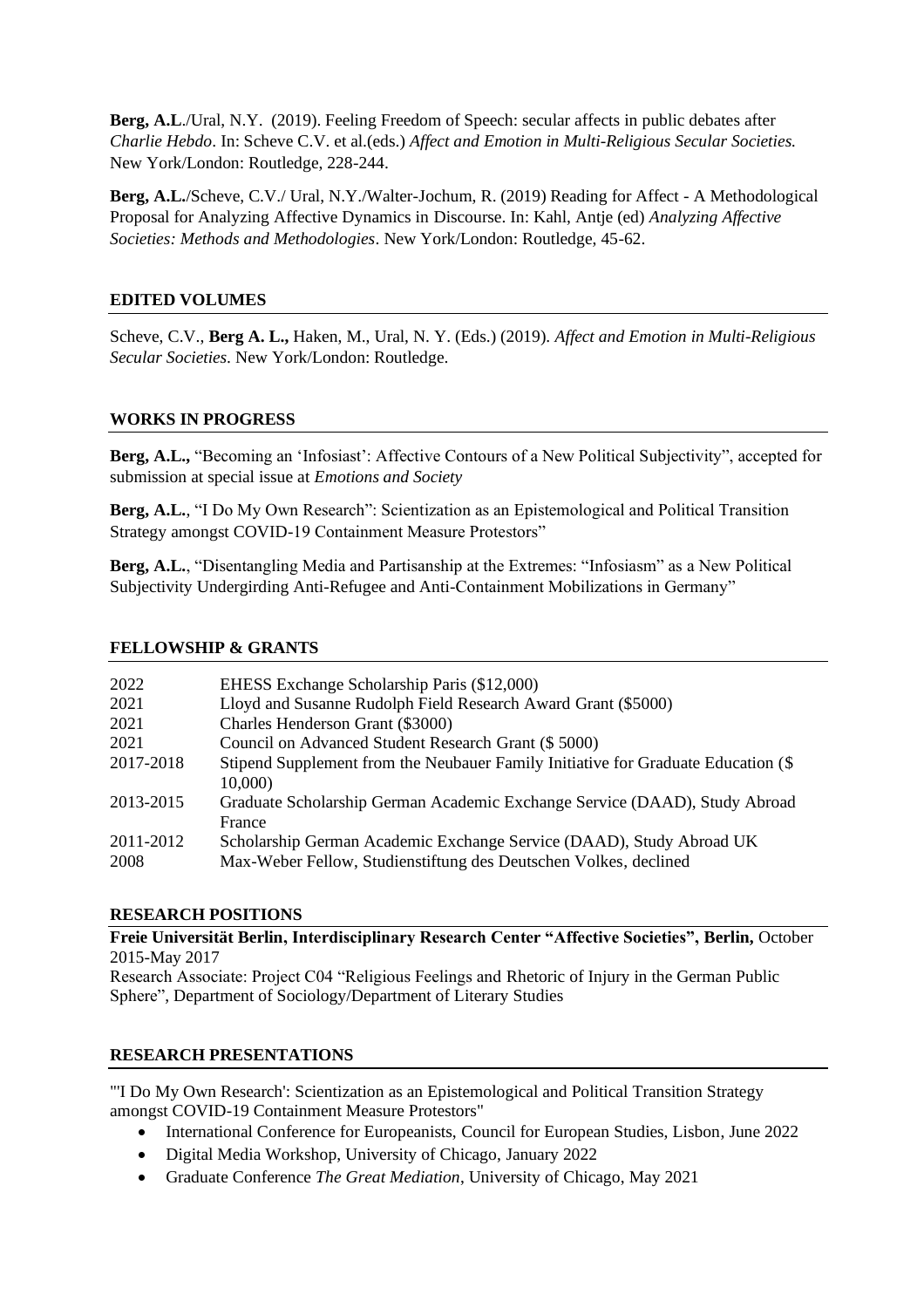**Berg, A.L**./Ural, N.Y. (2019). Feeling Freedom of Speech: secular affects in public debates after *Charlie Hebdo*. In: Scheve C.V. et al.(eds.) *Affect and Emotion in Multi-Religious Secular Societies.* New York/London: Routledge, 228-244.

**Berg, A.L.**/Scheve, C.V./ Ural, N.Y./Walter-Jochum, R. (2019) Reading for Affect - A Methodological Proposal for Analyzing Affective Dynamics in Discourse. In: Kahl, Antje (ed) *Analyzing Affective Societies: Methods and Methodologies*. New York/London: Routledge, 45-62.

## EDITED VOLUMES

Scheve, C.V., **Berg A. L.,** Haken, M., Ural, N. Y. (Eds.) (2019). *Affect and Emotion in Multi-Religious Secular Societies*. New York/London: Routledge.

## WORKS IN PROGRESS

**Berg, A.L.,** "Becoming an 'Infosiast': Affective Contours of a New Political Subjectivity", accepted for submission at special issue at *Emotions and Society*

**Berg, A.L.**, "I Do My Own Research": Scientization as an Epistemological and Political Transition Strategy amongst COVID-19 Containment Measure Protestors"

**Berg, A.L.**, "Disentangling Media and Partisanship at the Extremes: "Infosiasm" as a New Political Subjectivity Undergirding Anti-Refugee and Anti-Containment Mobilizations in Germany"

## FELLOWSHIP & GRANTS

| | |
|---|---|
| 2022 | EHESS Exchange Scholarship Paris ($12,000) |
| 2021 | Lloyd and Susanne Rudolph Field Research Award Grant ($5000) |
| 2021 | Charles Henderson Grant ($3000) |
| 2021 | Council on Advanced Student Research Grant ($ 5000) |
| 2017-2018 | Stipend Supplement from the Neubauer Family Initiative for Graduate Education ($ 10,000) |
| 2013-2015 | Graduate Scholarship German Academic Exchange Service (DAAD), Study Abroad France |
| 2011-2012 | Scholarship German Academic Exchange Service (DAAD), Study Abroad UK |
| 2008 | Max-Weber Fellow, Studienstiftung des Deutschen Volkes, declined |

## RESEARCH POSITIONS

**Freie Universität Berlin, Interdisciplinary Research Center "Affective Societies", Berlin,** October 2015-May 2017

Research Associate: Project C04 "Religious Feelings and Rhetoric of Injury in the German Public Sphere", Department of Sociology/Department of Literary Studies

## RESEARCH PRESENTATIONS

"'I Do My Own Research': Scientization as an Epistemological and Political Transition Strategy amongst COVID-19 Containment Measure Protestors"

- International Conference for Europeanists, Council for European Studies, Lisbon, June 2022
- Digital Media Workshop, University of Chicago, January 2022
- Graduate Conference *The Great Mediation*, University of Chicago, May 2021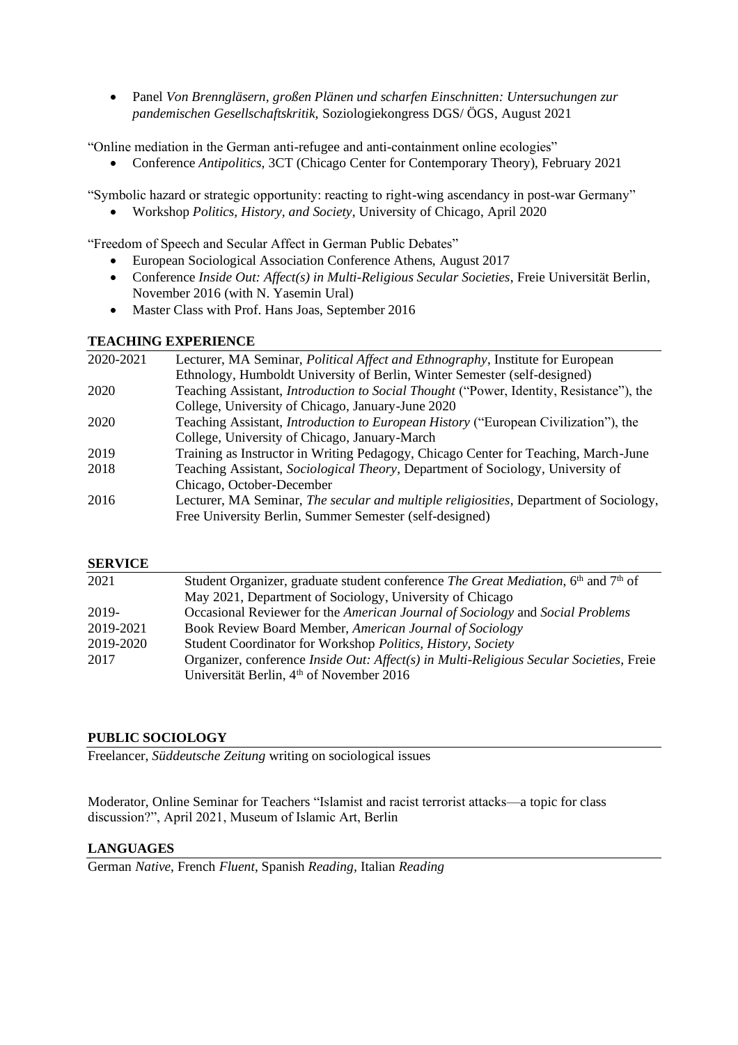- Panel *Von Brenngläsern, großen Plänen und scharfen Einschnitten: Untersuchungen zur pandemischen Gesellschaftskritik*, Soziologiekongress DGS/ ÖGS, August 2021

"Online mediation in the German anti-refugee and anti-containment online ecologies"

- Conference *Antipolitics*, 3CT (Chicago Center for Contemporary Theory), February 2021

"Symbolic hazard or strategic opportunity: reacting to right-wing ascendancy in post-war Germany"

- Workshop *Politics, History, and Society*, University of Chicago, April 2020

"Freedom of Speech and Secular Affect in German Public Debates"

- European Sociological Association Conference Athens, August 2017
- Conference *Inside Out: Affect(s) in Multi-Religious Secular Societies*, Freie Universität Berlin, November 2016 (with N. Yasemin Ural)
- Master Class with Prof. Hans Joas, September 2016

## TEACHING EXPERIENCE

| | |
|---|---|
| 2020-2021 | Lecturer, MA Seminar, *Political Affect and Ethnography*, Institute for European Ethnology, Humboldt University of Berlin, Winter Semester (self-designed) |
| 2020 | Teaching Assistant, *Introduction to Social Thought* ("Power, Identity, Resistance"), the College, University of Chicago, January-June 2020 |
| 2020 | Teaching Assistant, *Introduction to European History* ("European Civilization"), the College, University of Chicago, January-March |
| 2019 | Training as Instructor in Writing Pedagogy, Chicago Center for Teaching, March-June |
| 2018 | Teaching Assistant, *Sociological Theory*, Department of Sociology, University of Chicago, October-December |
| 2016 | Lecturer, MA Seminar, *The secular and multiple religiosities*, Department of Sociology, Free University Berlin, Summer Semester (self-designed) |

## SERVICE

| | |
|---|---|
| 2021 | Student Organizer, graduate student conference *The Great Mediation*, 6th and 7th of May 2021, Department of Sociology, University of Chicago |
| 2019- | Occasional Reviewer for the *American Journal of Sociology* and *Social Problems* |
| 2019-2021 | Book Review Board Member, *American Journal of Sociology* |
| 2019-2020 | Student Coordinator for Workshop *Politics, History, Society* |
| 2017 | Organizer, conference *Inside Out: Affect(s) in Multi-Religious Secular Societies*, Freie Universität Berlin, 4th of November 2016 |

## PUBLIC SOCIOLOGY

Freelancer, *Süddeutsche Zeitung* writing on sociological issues

Moderator, Online Seminar for Teachers "Islamist and racist terrorist attacks—a topic for class discussion?", April 2021, Museum of Islamic Art, Berlin

## LANGUAGES

German *Native*, French *Fluent*, Spanish *Reading*, Italian *Reading*